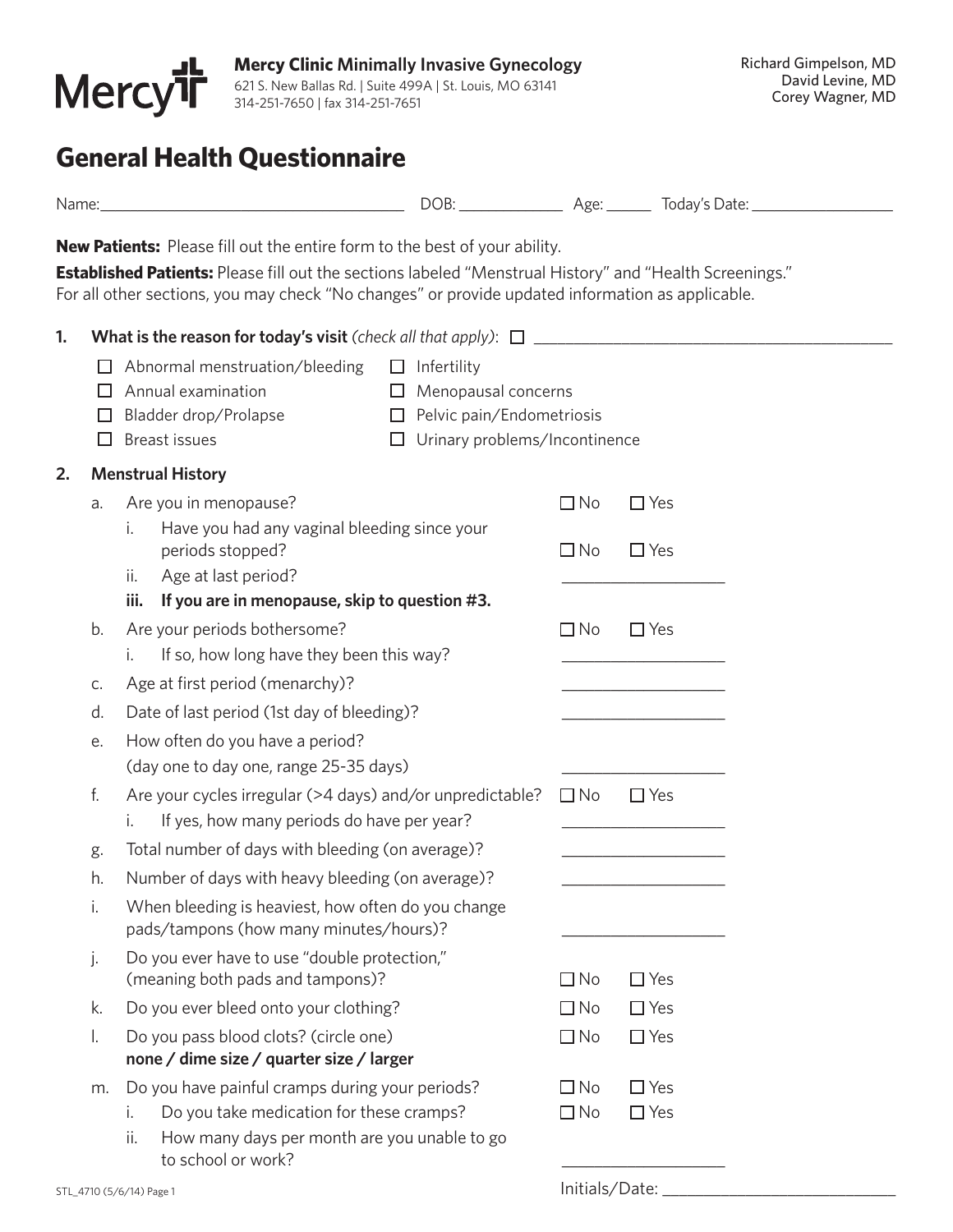**Mercy Clinic Minimally Invasive Gynecology**
621 S. New Ballas Rd. | Suite 499A | St. Louis, MO 63141
314-251-7650 | fax 314-251-7651

Richard Gimpelson, MD
David Levine, MD
Corey Wagner, MD

# General Health Questionnaire

Name: ______________________ DOB: __________ Age: _____ Today's Date: ______________

**New Patients:** Please fill out the entire form to the best of your ability.

**Established Patients:** Please fill out the sections labeled "Menstrual History" and "Health Screenings." For all other sections, you may check "No changes" or provide updated information as applicable.

**1. What is the reason for today's visit** *(check all that apply)*: ☐ ______________________________

- ☐ Abnormal menstruation/bleeding
- ☐ Annual examination
- ☐ Bladder drop/Prolapse
- ☐ Breast issues
- ☐ Infertility
- ☐ Menopausal concerns
- ☐ Pelvic pain/Endometriosis
- ☐ Urinary problems/Incontinence

**2. Menstrual History**

a. Are you in menopause? ☐ No ☐ Yes
   i. Have you had any vaginal bleeding since your periods stopped? ☐ No ☐ Yes
   ii. Age at last period? ______________
   **iii. If you are in menopause, skip to question #3.**

b. Are your periods bothersome? ☐ No ☐ Yes
   i. If so, how long have they been this way? ______________

c. Age at first period (menarchy)? ______________

d. Date of last period (1st day of bleeding)? ______________

e. How often do you have a period? (day one to day one, range 25-35 days) ______________

f. Are your cycles irregular (>4 days) and/or unpredictable? ☐ No ☐ Yes
   i. If yes, how many periods do have per year? ______________

g. Total number of days with bleeding (on average)? ______________

h. Number of days with heavy bleeding (on average)? ______________

i. When bleeding is heaviest, how often do you change pads/tampons (how many minutes/hours)? ______________

j. Do you ever have to use "double protection," (meaning both pads and tampons)? ☐ No ☐ Yes

k. Do you ever bleed onto your clothing? ☐ No ☐ Yes

l. Do you pass blood clots? (circle one) ☐ No ☐ Yes
   **none / dime size / quarter size / larger**

m. Do you have painful cramps during your periods? ☐ No ☐ Yes
   i. Do you take medication for these cramps? ☐ No ☐ Yes
   ii. How many days per month are you unable to go to school or work? ______________

STL_4710 (5/6/14) Page 1

Initials/Date: ______________________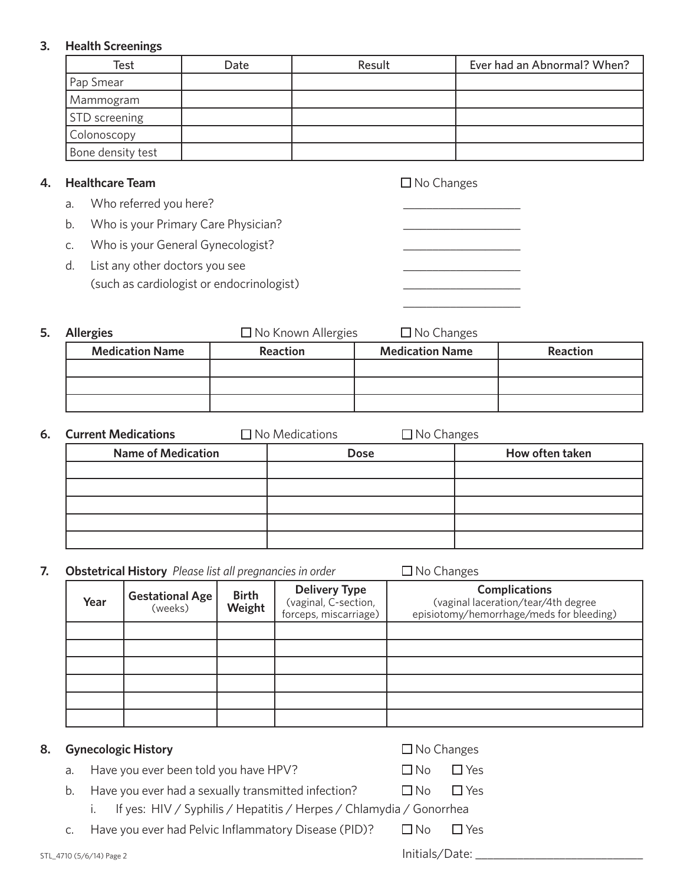### 3. Health Screenings

| Test | Date | Result | Ever had an Abnormal? When? |
|---|---|---|---|
| Pap Smear | | | |
| Mammogram | | | |
| STD screening | | | |
| Colonoscopy | | | |
| Bone density test | | | |

### 4. Healthcare Team

☐ No Changes

a. Who referred you here? ___________________

b. Who is your Primary Care Physician? ___________________

c. Who is your General Gynecologist? ___________________

d. List any other doctors you see (such as cardiologist or endocrinologist) ___________________

___________________

___________________

### 5. Allergies

☐ No Known Allergies ☐ No Changes

| Medication Name | Reaction | Medication Name | Reaction |
|---|---|---|---|
| | | | |
| | | | |
| | | | |

### 6. Current Medications

☐ No Medications ☐ No Changes

| Name of Medication | Dose | How often taken |
|---|---|---|
| | | |
| | | |
| | | |
| | | |
| | | |

### 7. Obstetrical History *Please list all pregnancies in order*

☐ No Changes

| Year | Gestational Age (weeks) | Birth Weight | Delivery Type (vaginal, C-section, forceps, miscarriage) | Complications (vaginal laceration/tear/4th degree episiotomy/hemorrhage/meds for bleeding) |
|---|---|---|---|---|
| | | | | |
| | | | | |
| | | | | |
| | | | | |
| | | | | |
| | | | | |

### 8. Gynecologic History

☐ No Changes

a. Have you ever been told you have HPV? ☐ No ☐ Yes

b. Have you ever had a sexually transmitted infection? ☐ No ☐ Yes

   i. If yes: HIV / Syphilis / Hepatitis / Herpes / Chlamydia / Gonorrhea

c. Have you ever had Pelvic Inflammatory Disease (PID)? ☐ No ☐ Yes

STL_4710 (5/6/14) Page 2

Initials/Date: ___________________________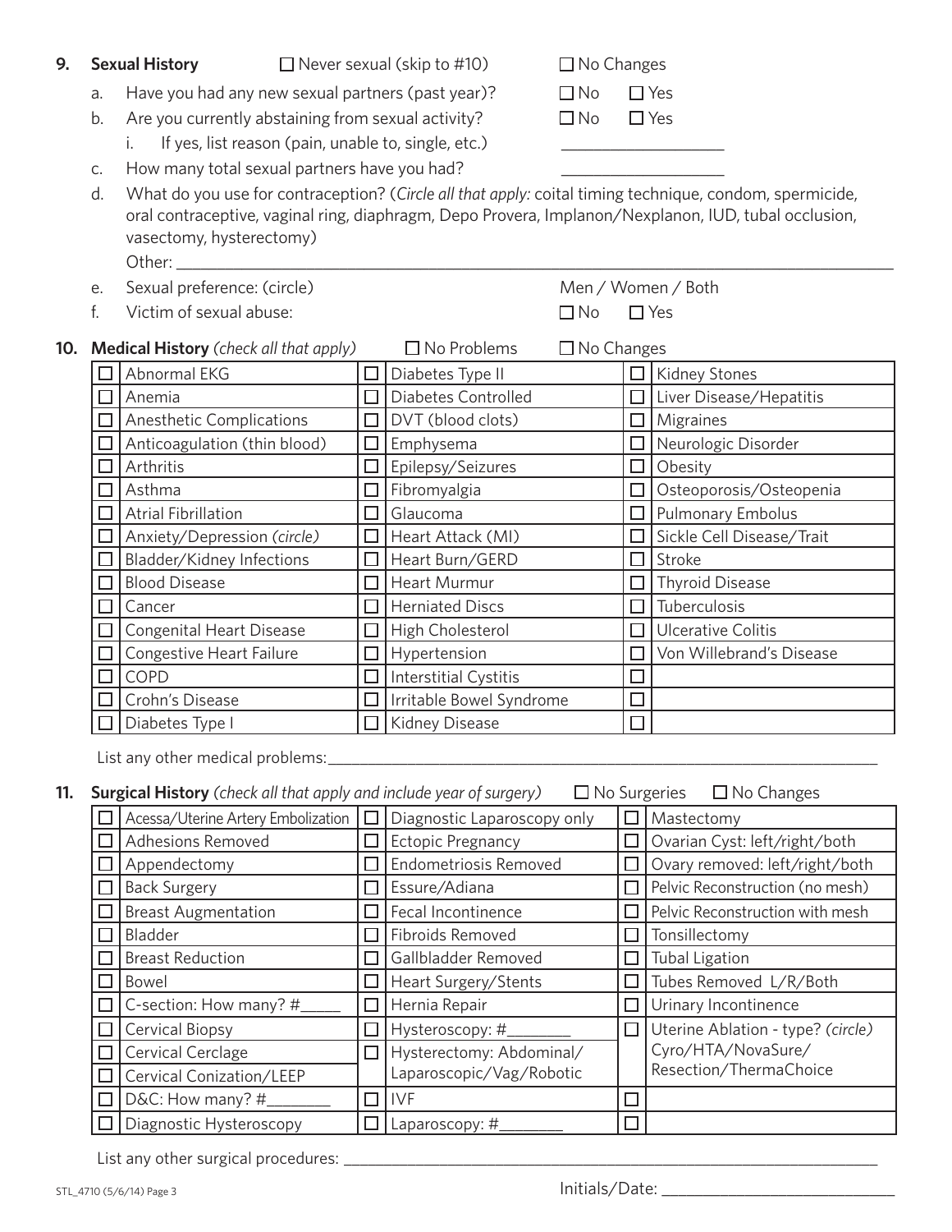**9. Sexual History** ☐ Never sexual (skip to #10) ☐ No Changes

a. Have you had any new sexual partners (past year)? ☐ No ☐ Yes

b. Are you currently abstaining from sexual activity? ☐ No ☐ Yes

i. If yes, list reason (pain, unable to, single, etc.) ___________________

c. How many total sexual partners have you had? ___________________

d. What do you use for contraception? (*Circle all that apply:* coital timing technique, condom, spermicide, oral contraceptive, vaginal ring, diaphragm, Depo Provera, Implanon/Nexplanon, IUD, tubal occlusion, vasectomy, hysterectomy)

Other: ___________________________________________________________________________________

e. Sexual preference: (circle) Men / Women / Both

f. Victim of sexual abuse: ☐ No ☐ Yes

**10. Medical History** *(check all that apply)* ☐ No Problems ☐ No Changes

| | | | | | |
|---|---|---|---|---|---|
| ☐ | Abnormal EKG | ☐ | Diabetes Type II | ☐ | Kidney Stones |
| ☐ | Anemia | ☐ | Diabetes Controlled | ☐ | Liver Disease/Hepatitis |
| ☐ | Anesthetic Complications | ☐ | DVT (blood clots) | ☐ | Migraines |
| ☐ | Anticoagulation (thin blood) | ☐ | Emphysema | ☐ | Neurologic Disorder |
| ☐ | Arthritis | ☐ | Epilepsy/Seizures | ☐ | Obesity |
| ☐ | Asthma | ☐ | Fibromyalgia | ☐ | Osteoporosis/Osteopenia |
| ☐ | Atrial Fibrillation | ☐ | Glaucoma | ☐ | Pulmonary Embolus |
| ☐ | Anxiety/Depression *(circle)* | ☐ | Heart Attack (MI) | ☐ | Sickle Cell Disease/Trait |
| ☐ | Bladder/Kidney Infections | ☐ | Heart Burn/GERD | ☐ | Stroke |
| ☐ | Blood Disease | ☐ | Heart Murmur | ☐ | Thyroid Disease |
| ☐ | Cancer | ☐ | Herniated Discs | ☐ | Tuberculosis |
| ☐ | Congenital Heart Disease | ☐ | High Cholesterol | ☐ | Ulcerative Colitis |
| ☐ | Congestive Heart Failure | ☐ | Hypertension | ☐ | Von Willebrand's Disease |
| ☐ | COPD | ☐ | Interstitial Cystitis | ☐ | |
| ☐ | Crohn's Disease | ☐ | Irritable Bowel Syndrome | ☐ | |
| ☐ | Diabetes Type I | ☐ | Kidney Disease | ☐ | |

List any other medical problems: ___________________________________________________________________

**11. Surgical History** *(check all that apply and include year of surgery)* ☐ No Surgeries ☐ No Changes

| | | | | | |
|---|---|---|---|---|---|
| ☐ | Acessa/Uterine Artery Embolization | ☐ | Diagnostic Laparoscopy only | ☐ | Mastectomy |
| ☐ | Adhesions Removed | ☐ | Ectopic Pregnancy | ☐ | Ovarian Cyst: left/right/both |
| ☐ | Appendectomy | ☐ | Endometriosis Removed | ☐ | Ovary removed: left/right/both |
| ☐ | Back Surgery | ☐ | Essure/Adiana | ☐ | Pelvic Reconstruction (no mesh) |
| ☐ | Breast Augmentation | ☐ | Fecal Incontinence | ☐ | Pelvic Reconstruction with mesh |
| ☐ | Bladder | ☐ | Fibroids Removed | ☐ | Tonsillectomy |
| ☐ | Breast Reduction | ☐ | Gallbladder Removed | ☐ | Tubal Ligation |
| ☐ | Bowel | ☐ | Heart Surgery/Stents | ☐ | Tubes Removed L/R/Both |
| ☐ | C-section: How many? #_____ | ☐ | Hernia Repair | ☐ | Urinary Incontinence |
| ☐ | Cervical Biopsy | ☐ | Hysteroscopy: #_______ | ☐ | Uterine Ablation - type? *(circle)* Cyro/HTA/NovaSure/ Resection/ThermaChoice |
| ☐ | Cervical Cerclage | ☐ | Hysterectomy: Abdominal/ Laparoscopic/Vag/Robotic | | |
| ☐ | Cervical Conization/LEEP | | | | |
| ☐ | D&C: How many? #_______ | ☐ | IVF | ☐ | |
| ☐ | Diagnostic Hysteroscopy | ☐ | Laparoscopy: #_______ | ☐ | |

List any other surgical procedures: ___________________________________________________________________

STL_4710 (5/6/14) Page 3

Initials/Date: ___________________________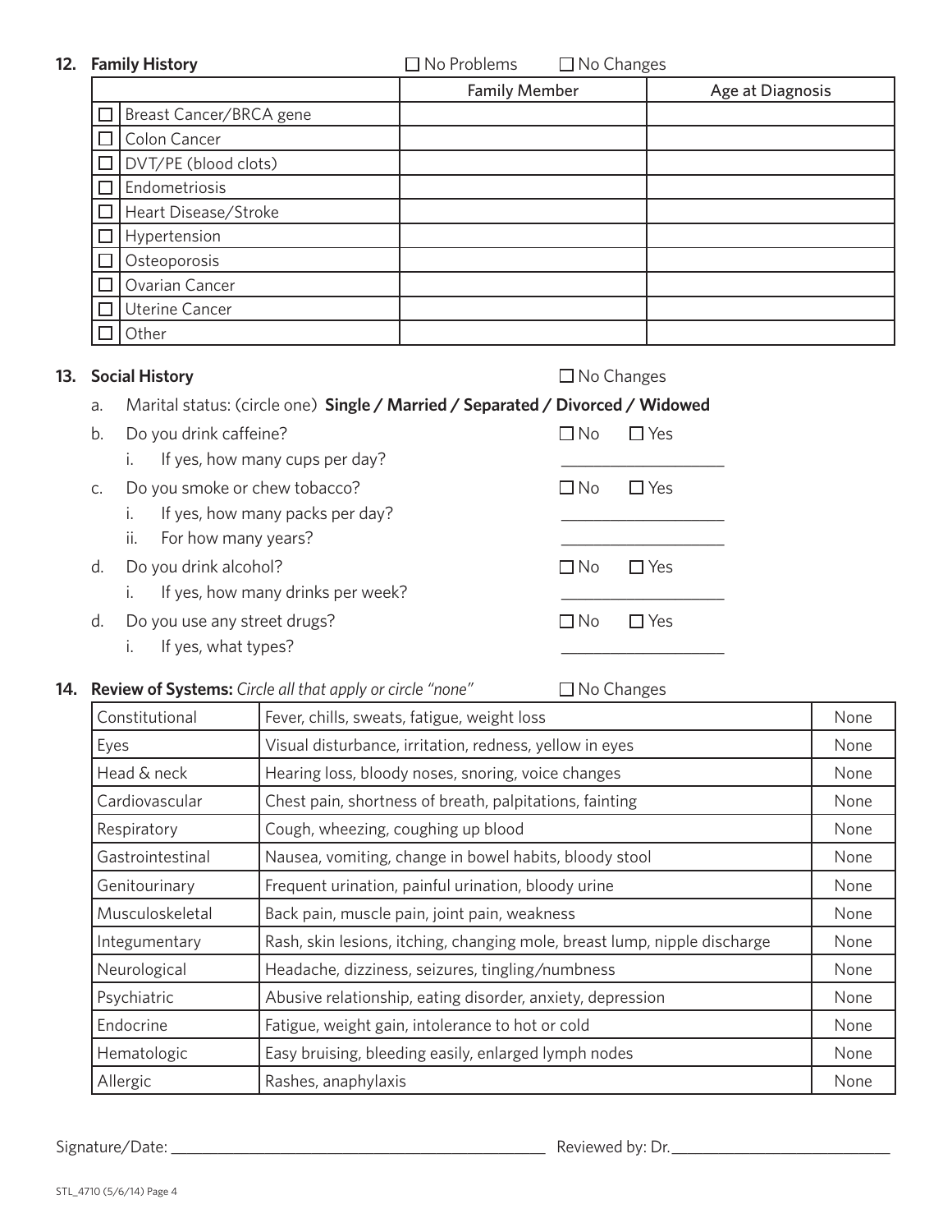## 12. Family History

☐ No Problems ☐ No Changes

| | | Family Member | Age at Diagnosis |
|---|---|---|---|
| ☐ | Breast Cancer/BRCA gene | | |
| ☐ | Colon Cancer | | |
| ☐ | DVT/PE (blood clots) | | |
| ☐ | Endometriosis | | |
| ☐ | Heart Disease/Stroke | | |
| ☐ | Hypertension | | |
| ☐ | Osteoporosis | | |
| ☐ | Ovarian Cancer | | |
| ☐ | Uterine Cancer | | |
| ☐ | Other | | |

## 13. Social History

☐ No Changes

a. Marital status: (circle one) **Single / Married / Separated / Divorced / Widowed**

b. Do you drink caffeine? ☐ No ☐ Yes
   i. If yes, how many cups per day? ____________________

c. Do you smoke or chew tobacco? ☐ No ☐ Yes
   i. If yes, how many packs per day? ____________________
   ii. For how many years? ____________________

d. Do you drink alcohol? ☐ No ☐ Yes
   i. If yes, how many drinks per week? ____________________

d. Do you use any street drugs? ☐ No ☐ Yes
   i. If yes, what types? ____________________

## 14. Review of Systems: *Circle all that apply or circle "none"*

☐ No Changes

| | | |
|---|---|---|
| Constitutional | Fever, chills, sweats, fatigue, weight loss | None |
| Eyes | Visual disturbance, irritation, redness, yellow in eyes | None |
| Head & neck | Hearing loss, bloody noses, snoring, voice changes | None |
| Cardiovascular | Chest pain, shortness of breath, palpitations, fainting | None |
| Respiratory | Cough, wheezing, coughing up blood | None |
| Gastrointestinal | Nausea, vomiting, change in bowel habits, bloody stool | None |
| Genitourinary | Frequent urination, painful urination, bloody urine | None |
| Musculoskeletal | Back pain, muscle pain, joint pain, weakness | None |
| Integumentary | Rash, skin lesions, itching, changing mole, breast lump, nipple discharge | None |
| Neurological | Headache, dizziness, seizures, tingling/numbness | None |
| Psychiatric | Abusive relationship, eating disorder, anxiety, depression | None |
| Endocrine | Fatigue, weight gain, intolerance to hot or cold | None |
| Hematologic | Easy bruising, bleeding easily, enlarged lymph nodes | None |
| Allergic | Rashes, anaphylaxis | None |

Signature/Date: ____________________________________________ Reviewed by: Dr. __________________________

STL_4710 (5/6/14) Page 4